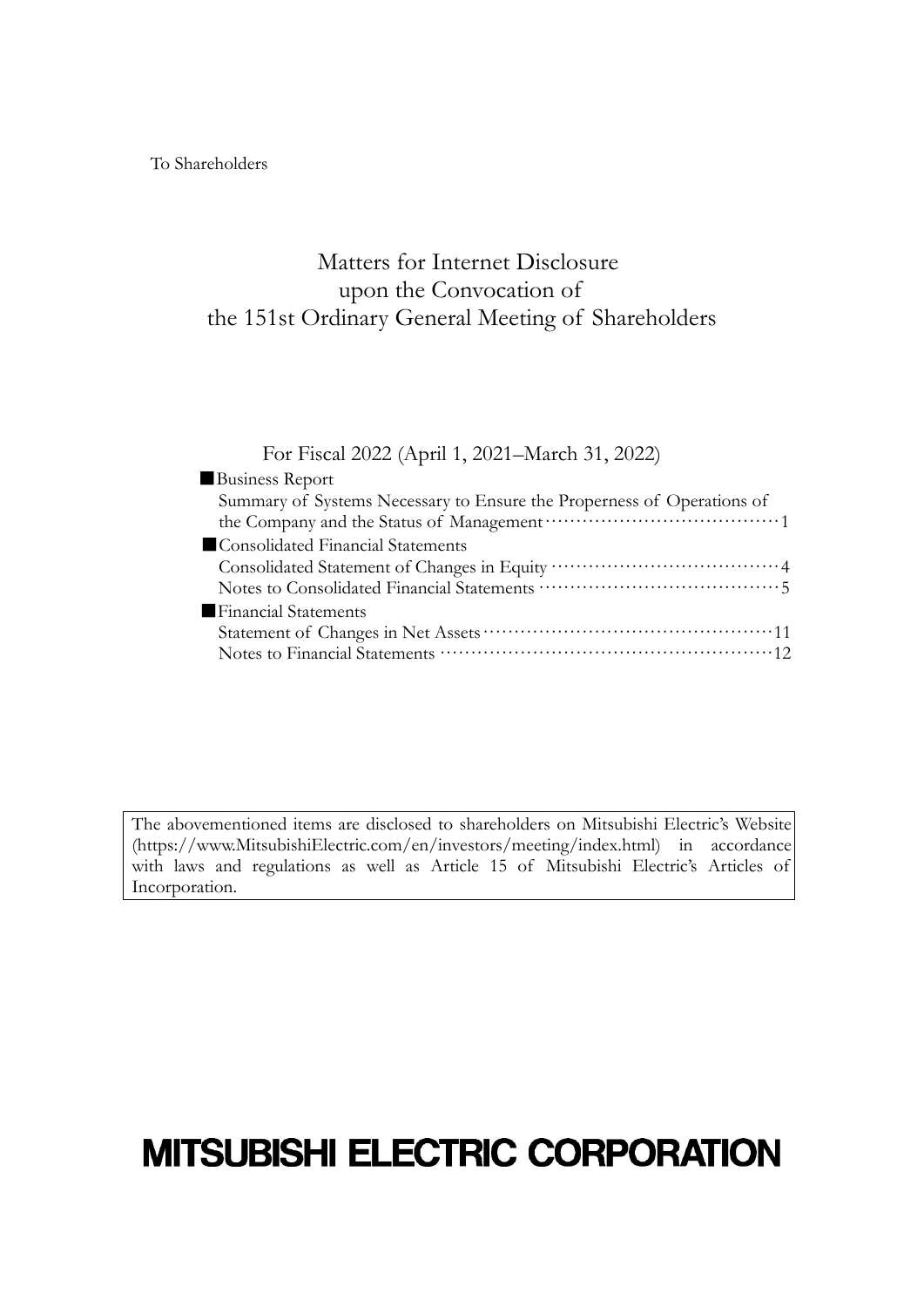To Shareholders

# Matters for Internet Disclosure upon the Convocation of the 151st Ordinary General Meeting of Shareholders

For Fiscal 2022 (April 1, 2021–March 31, 2022)

■Business Report
Summary of Systems Necessary to Ensure the Properness of Operations of the Company and the Status of Management······1

■Consolidated Financial Statements
Consolidated Statement of Changes in Equity······4
Notes to Consolidated Financial Statements······5

■Financial Statements
Statement of Changes in Net Assets······11
Notes to Financial Statements······12

The abovementioned items are disclosed to shareholders on Mitsubishi Electric's Website (https://www.MitsubishiElectric.com/en/investors/meeting/index.html) in accordance with laws and regulations as well as Article 15 of Mitsubishi Electric's Articles of Incorporation.

**MITSUBISHI ELECTRIC CORPORATION**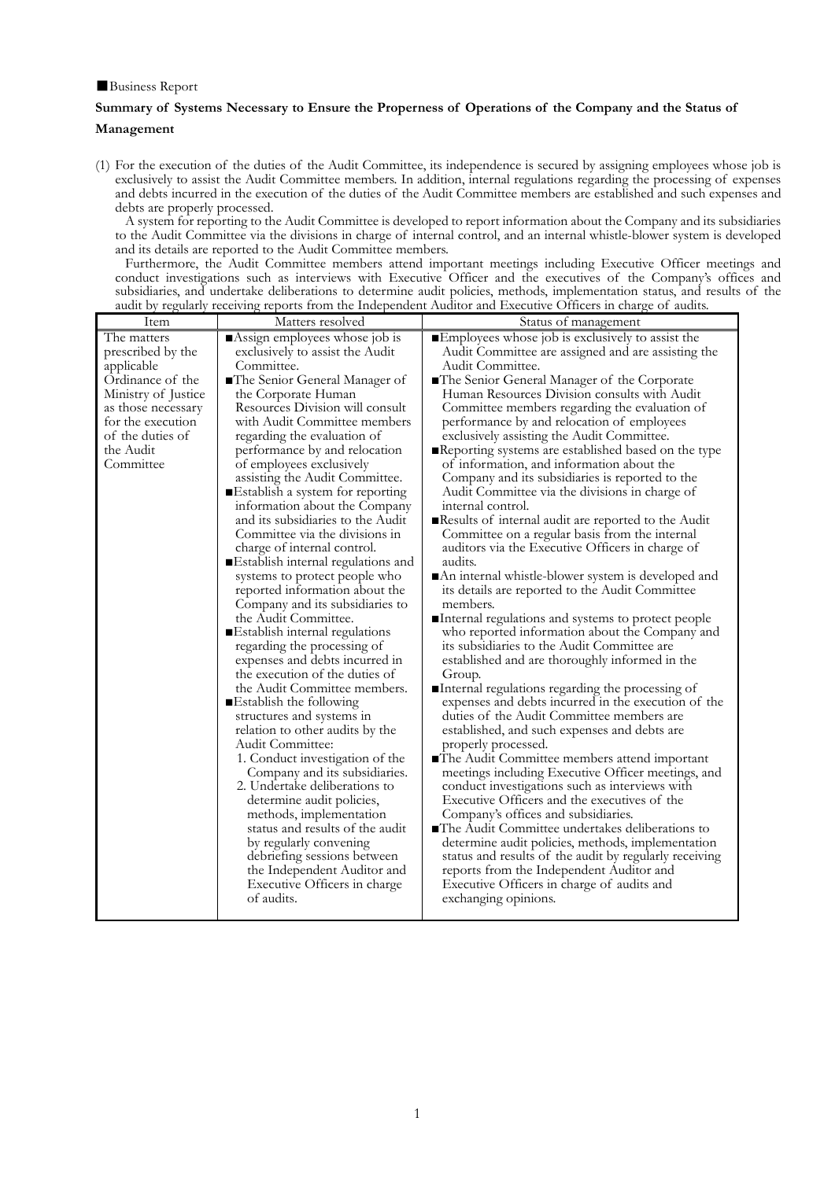■Business Report

**Summary of Systems Necessary to Ensure the Properness of Operations of the Company and the Status of Management**

(1) For the execution of the duties of the Audit Committee, its independence is secured by assigning employees whose job is exclusively to assist the Audit Committee members. In addition, internal regulations regarding the processing of expenses and debts incurred in the execution of the duties of the Audit Committee members are established and such expenses and debts are properly processed.

A system for reporting to the Audit Committee is developed to report information about the Company and its subsidiaries to the Audit Committee via the divisions in charge of internal control, and an internal whistle-blower system is developed and its details are reported to the Audit Committee members.

Furthermore, the Audit Committee members attend important meetings including Executive Officer meetings and conduct investigations such as interviews with Executive Officer and the executives of the Company's offices and subsidiaries, and undertake deliberations to determine audit policies, methods, implementation status, and results of the audit by regularly receiving reports from the Independent Auditor and Executive Officers in charge of audits.

| Item | Matters resolved | Status of management |
|---|---|---|
| The matters prescribed by the applicable Ordinance of the Ministry of Justice as those necessary for the execution of the duties of the Audit Committee | ■Assign employees whose job is exclusively to assist the Audit Committee.<br>■The Senior General Manager of the Corporate Human Resources Division will consult with Audit Committee members regarding the evaluation of performance by and relocation of employees exclusively assisting the Audit Committee.<br>■Establish a system for reporting information about the Company and its subsidiaries to the Audit Committee via the divisions in charge of internal control.<br>■Establish internal regulations and systems to protect people who reported information about the Company and its subsidiaries to the Audit Committee.<br>■Establish internal regulations regarding the processing of expenses and debts incurred in the execution of the duties of the Audit Committee members.<br>■Establish the following structures and systems in relation to other audits by the Audit Committee:<br>1. Conduct investigation of the Company and its subsidiaries.<br>2. Undertake deliberations to determine audit policies, methods, implementation status and results of the audit by regularly convening debriefing sessions between the Independent Auditor and Executive Officers in charge of audits. | ■Employees whose job is exclusively to assist the Audit Committee are assigned and are assisting the Audit Committee.<br>■The Senior General Manager of the Corporate Human Resources Division consults with Audit Committee members regarding the evaluation of performance by and relocation of employees exclusively assisting the Audit Committee.<br>■Reporting systems are established based on the type of information, and information about the Company and its subsidiaries is reported to the Audit Committee via the divisions in charge of internal control.<br>■Results of internal audit are reported to the Audit Committee on a regular basis from the internal auditors via the Executive Officers in charge of audits.<br>■An internal whistle-blower system is developed and its details are reported to the Audit Committee members.<br>■Internal regulations and systems to protect people who reported information about the Company and its subsidiaries to the Audit Committee are established and are thoroughly informed in the Group.<br>■Internal regulations regarding the processing of expenses and debts incurred in the execution of the duties of the Audit Committee members are established, and such expenses and debts are properly processed.<br>■The Audit Committee members attend important meetings including Executive Officer meetings, and conduct investigations such as interviews with Executive Officers and the executives of the Company's offices and subsidiaries.<br>■The Audit Committee undertakes deliberations to determine audit policies, methods, implementation status and results of the audit by regularly receiving reports from the Independent Auditor and Executive Officers in charge of audits and exchanging opinions. |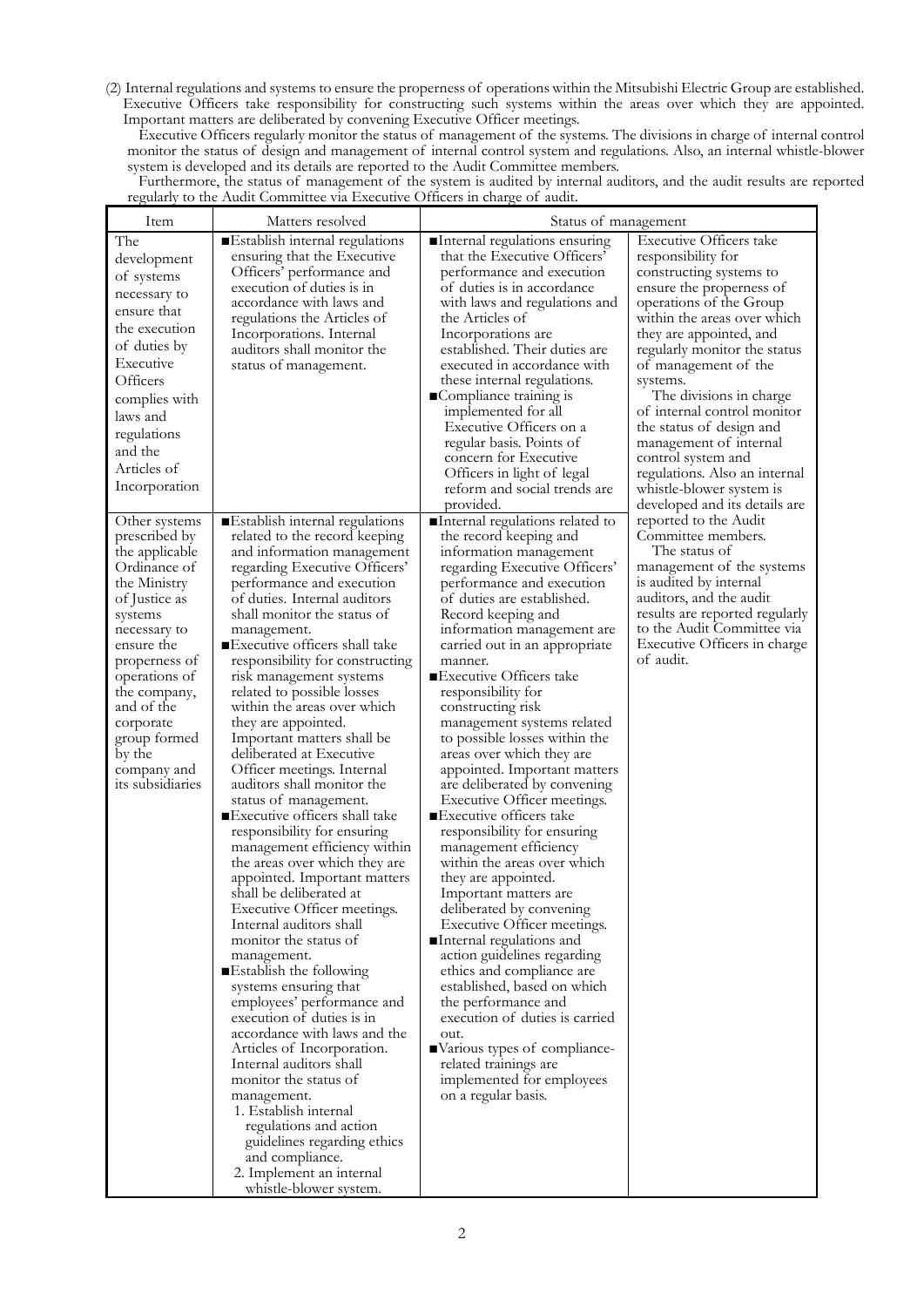(2) Internal regulations and systems to ensure the properness of operations within the Mitsubishi Electric Group are established. Executive Officers take responsibility for constructing such systems within the areas over which they are appointed. Important matters are deliberated by convening Executive Officer meetings.

Executive Officers regularly monitor the status of management of the systems. The divisions in charge of internal control monitor the status of design and management of internal control system and regulations. Also, an internal whistle-blower system is developed and its details are reported to the Audit Committee members.

Furthermore, the status of management of the system is audited by internal auditors, and the audit results are reported regularly to the Audit Committee via Executive Officers in charge of audit.

| Item | Matters resolved | Status of management | |
|---|---|---|---|
| The development of systems necessary to ensure that the execution of duties by Executive Officers complies with laws and regulations and the Articles of Incorporation | ■Establish internal regulations ensuring that the Executive Officers' performance and execution of duties is in accordance with laws and regulations the Articles of Incorporations. Internal auditors shall monitor the status of management. | ■Internal regulations ensuring that the Executive Officers' performance and execution of duties is in accordance with laws and regulations and the Articles of Incorporations are established. Their duties are executed in accordance with these internal regulations.<br>■Compliance training is implemented for all Executive Officers on a regular basis. Points of concern for Executive Officers in light of legal reform and social trends are provided. | Executive Officers take responsibility for constructing systems to ensure the properness of operations of the Group within the areas over which they are appointed, and regularly monitor the status of management of the systems.<br>The divisions in charge of internal control monitor the status of design and management of internal control system and regulations. Also an internal whistle-blower system is developed and its details are reported to the Audit Committee members.<br>The status of management of the systems is audited by internal auditors, and the audit results are reported regularly to the Audit Committee via Executive Officers in charge of audit. |
| Other systems prescribed by the applicable Ordinance of the Ministry of Justice as systems necessary to ensure the properness of operations of the company, and of the corporate group formed by the company and its subsidiaries | ■Establish internal regulations related to the record keeping and information management regarding Executive Officers' performance and execution of duties. Internal auditors shall monitor the status of management.<br>■Executive officers shall take responsibility for constructing risk management systems related to possible losses within the areas over which they are appointed. Important matters shall be deliberated at Executive Officer meetings. Internal auditors shall monitor the status of management.<br>■Executive officers shall take responsibility for ensuring management efficiency within the areas over which they are appointed. Important matters shall be deliberated at Executive Officer meetings. Internal auditors shall monitor the status of management.<br>■Establish the following systems ensuring that employees' performance and execution of duties is in accordance with laws and the Articles of Incorporation. Internal auditors shall monitor the status of management.<br>1. Establish internal regulations and action guidelines regarding ethics and compliance.<br>2. Implement an internal whistle-blower system. | ■Internal regulations related to the record keeping and information management regarding Executive Officers' performance and execution of duties are established. Record keeping and information management are carried out in an appropriate manner.<br>■Executive Officers take responsibility for constructing risk management systems related to possible losses within the areas over which they are appointed. Important matters are deliberated by convening Executive Officer meetings.<br>■Executive officers take responsibility for ensuring management efficiency within the areas over which they are appointed. Important matters are deliberated by convening Executive Officer meetings.<br>■Internal regulations and action guidelines regarding ethics and compliance are established, based on which the performance and execution of duties is carried out.<br>■Various types of compliance-related trainings are implemented for employees on a regular basis. | |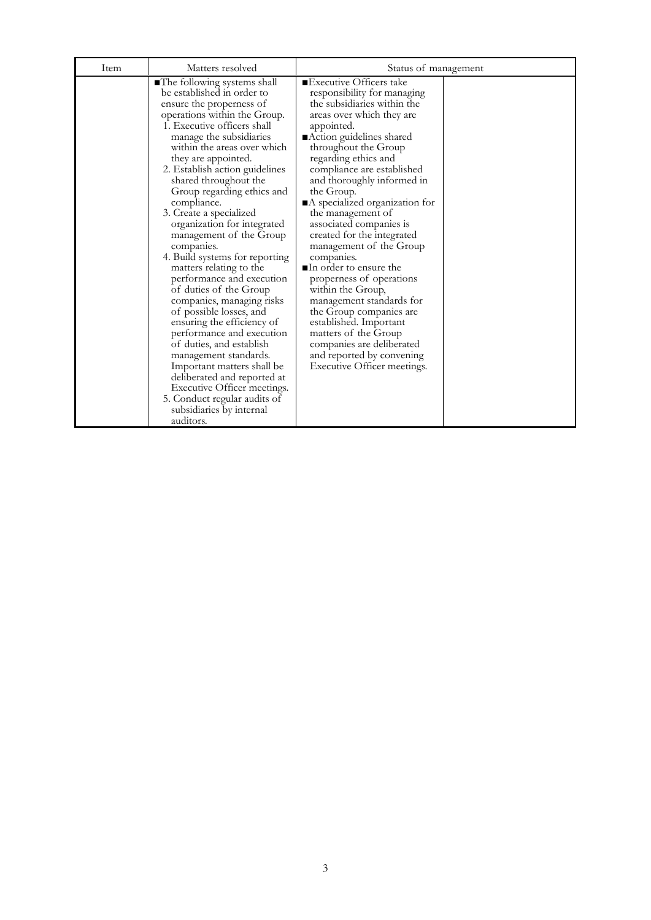| Item | Matters resolved | Status of management | |
|---|---|---|---|
| | ■The following systems shall be established in order to ensure the properness of operations within the Group.<br>1. Executive officers shall manage the subsidiaries within the areas over which they are appointed.<br>2. Establish action guidelines shared throughout the Group regarding ethics and compliance.<br>3. Create a specialized organization for integrated management of the Group companies.<br>4. Build systems for reporting matters relating to the performance and execution of duties of the Group companies, managing risks of possible losses, and ensuring the efficiency of performance and execution of duties, and establish management standards. Important matters shall be deliberated and reported at Executive Officer meetings.<br>5. Conduct regular audits of subsidiaries by internal auditors. | ■Executive Officers take responsibility for managing the subsidiaries within the areas over which they are appointed.<br>■Action guidelines shared throughout the Group regarding ethics and compliance are established and thoroughly informed in the Group.<br>■A specialized organization for the management of associated companies is created for the integrated management of the Group companies.<br>■In order to ensure the properness of operations within the Group, management standards for the Group companies are established. Important matters of the Group companies are deliberated and reported by convening Executive Officer meetings. | |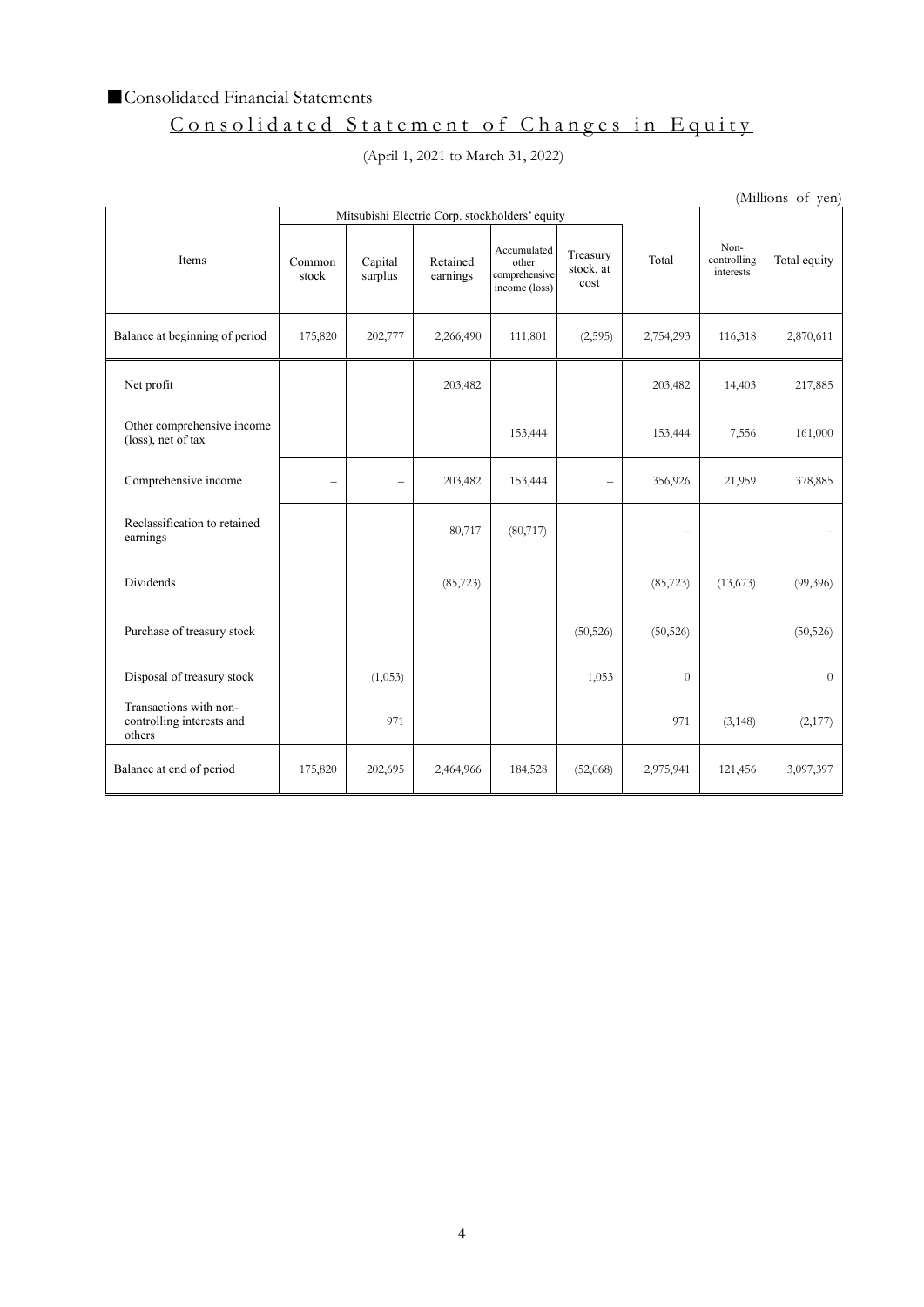■Consolidated Financial Statements

## Consolidated Statement of Changes in Equity

(April 1, 2021 to March 31, 2022)

(Millions of yen)

| Items | Mitsubishi Electric Corp. stockholders' equity | | | | | | Non-controlling interests | Total equity |
|---|---|---|---|---|---|---|---|---|
| | Common stock | Capital surplus | Retained earnings | Accumulated other comprehensive income (loss) | Treasury stock, at cost | Total | | |
| Balance at beginning of period | 175,820 | 202,777 | 2,266,490 | 111,801 | (2,595) | 2,754,293 | 116,318 | 2,870,611 |
| Net profit | | | 203,482 | | | 203,482 | 14,403 | 217,885 |
| Other comprehensive income (loss), net of tax | | | | 153,444 | | 153,444 | 7,556 | 161,000 |
| Comprehensive income | – | – | 203,482 | 153,444 | – | 356,926 | 21,959 | 378,885 |
| Reclassification to retained earnings | | | 80,717 | (80,717) | | – | | – |
| Dividends | | | (85,723) | | | (85,723) | (13,673) | (99,396) |
| Purchase of treasury stock | | | | | (50,526) | (50,526) | | (50,526) |
| Disposal of treasury stock | | (1,053) | | | 1,053 | 0 | | 0 |
| Transactions with non-controlling interests and others | | 971 | | | | 971 | (3,148) | (2,177) |
| Balance at end of period | 175,820 | 202,695 | 2,464,966 | 184,528 | (52,068) | 2,975,941 | 121,456 | 3,097,397 |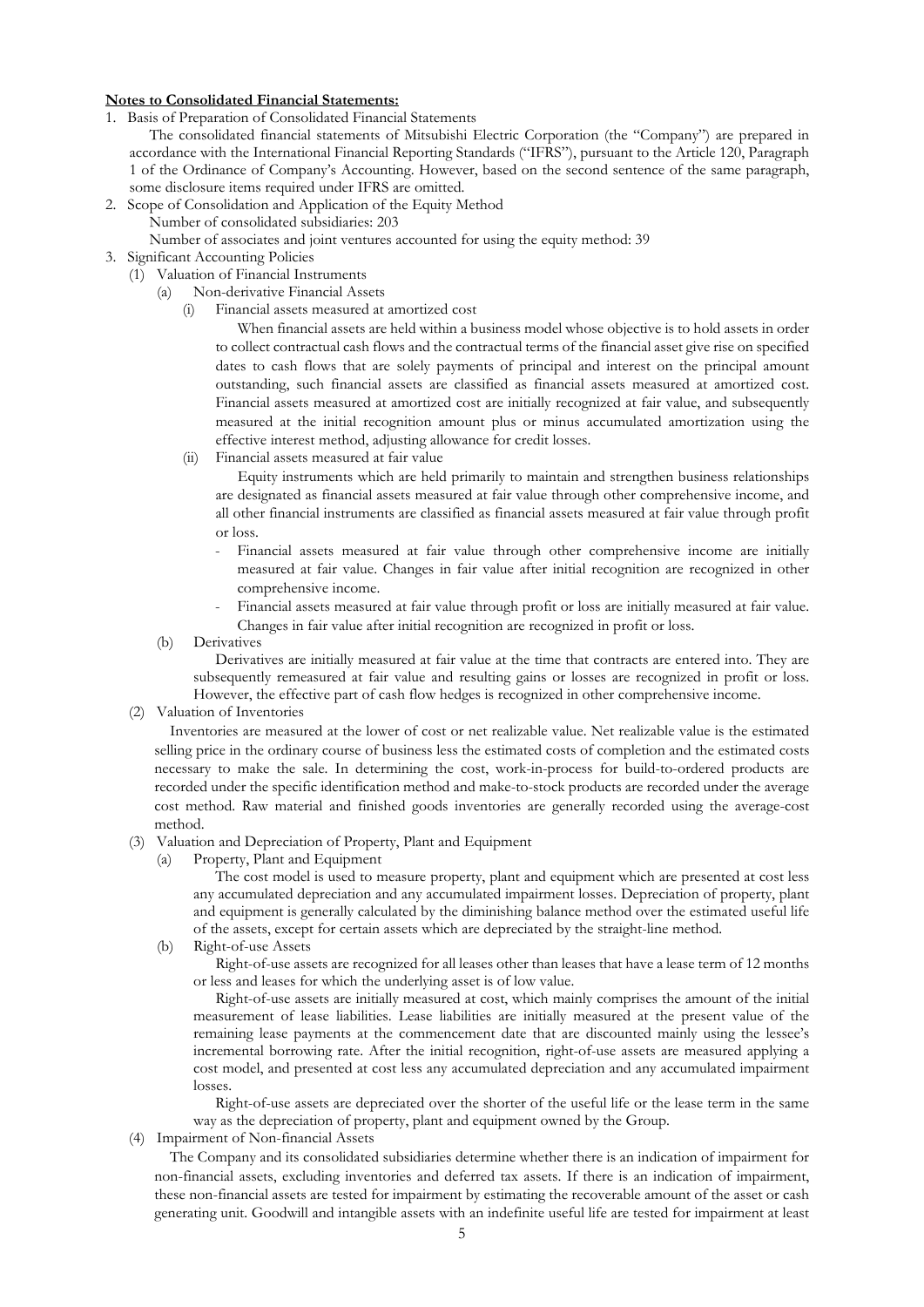**Notes to Consolidated Financial Statements:**

1. Basis of Preparation of Consolidated Financial Statements

   The consolidated financial statements of Mitsubishi Electric Corporation (the "Company") are prepared in accordance with the International Financial Reporting Standards ("IFRS"), pursuant to the Article 120, Paragraph 1 of the Ordinance of Company's Accounting. However, based on the second sentence of the same paragraph, some disclosure items required under IFRS are omitted.

2. Scope of Consolidation and Application of the Equity Method

   Number of consolidated subsidiaries: 203

   Number of associates and joint ventures accounted for using the equity method: 39

3. Significant Accounting Policies

   (1) Valuation of Financial Instruments

   (a) Non-derivative Financial Assets

   (i) Financial assets measured at amortized cost

   When financial assets are held within a business model whose objective is to hold assets in order to collect contractual cash flows and the contractual terms of the financial asset give rise on specified dates to cash flows that are solely payments of principal and interest on the principal amount outstanding, such financial assets are classified as financial assets measured at amortized cost. Financial assets measured at amortized cost are initially recognized at fair value, and subsequently measured at the initial recognition amount plus or minus accumulated amortization using the effective interest method, adjusting allowance for credit losses.

   (ii) Financial assets measured at fair value

   Equity instruments which are held primarily to maintain and strengthen business relationships are designated as financial assets measured at fair value through other comprehensive income, and all other financial instruments are classified as financial assets measured at fair value through profit or loss.

   - Financial assets measured at fair value through other comprehensive income are initially measured at fair value. Changes in fair value after initial recognition are recognized in other comprehensive income.
   - Financial assets measured at fair value through profit or loss are initially measured at fair value. Changes in fair value after initial recognition are recognized in profit or loss.

   (b) Derivatives

   Derivatives are initially measured at fair value at the time that contracts are entered into. They are subsequently remeasured at fair value and resulting gains or losses are recognized in profit or loss. However, the effective part of cash flow hedges is recognized in other comprehensive income.

   (2) Valuation of Inventories

   Inventories are measured at the lower of cost or net realizable value. Net realizable value is the estimated selling price in the ordinary course of business less the estimated costs of completion and the estimated costs necessary to make the sale. In determining the cost, work-in-process for build-to-ordered products are recorded under the specific identification method and make-to-stock products are recorded under the average cost method. Raw material and finished goods inventories are generally recorded using the average-cost method.

   (3) Valuation and Depreciation of Property, Plant and Equipment

   (a) Property, Plant and Equipment

   The cost model is used to measure property, plant and equipment which are presented at cost less any accumulated depreciation and any accumulated impairment losses. Depreciation of property, plant and equipment is generally calculated by the diminishing balance method over the estimated useful life of the assets, except for certain assets which are depreciated by the straight-line method.

   (b) Right-of-use Assets

   Right-of-use assets are recognized for all leases other than leases that have a lease term of 12 months or less and leases for which the underlying asset is of low value.

   Right-of-use assets are initially measured at cost, which mainly comprises the amount of the initial measurement of lease liabilities. Lease liabilities are initially measured at the present value of the remaining lease payments at the commencement date that are discounted mainly using the lessee's incremental borrowing rate. After the initial recognition, right-of-use assets are measured applying a cost model, and presented at cost less any accumulated depreciation and any accumulated impairment losses.

   Right-of-use assets are depreciated over the shorter of the useful life or the lease term in the same way as the depreciation of property, plant and equipment owned by the Group.

   (4) Impairment of Non-financial Assets

   The Company and its consolidated subsidiaries determine whether there is an indication of impairment for non-financial assets, excluding inventories and deferred tax assets. If there is an indication of impairment, these non-financial assets are tested for impairment by estimating the recoverable amount of the asset or cash generating unit. Goodwill and intangible assets with an indefinite useful life are tested for impairment at least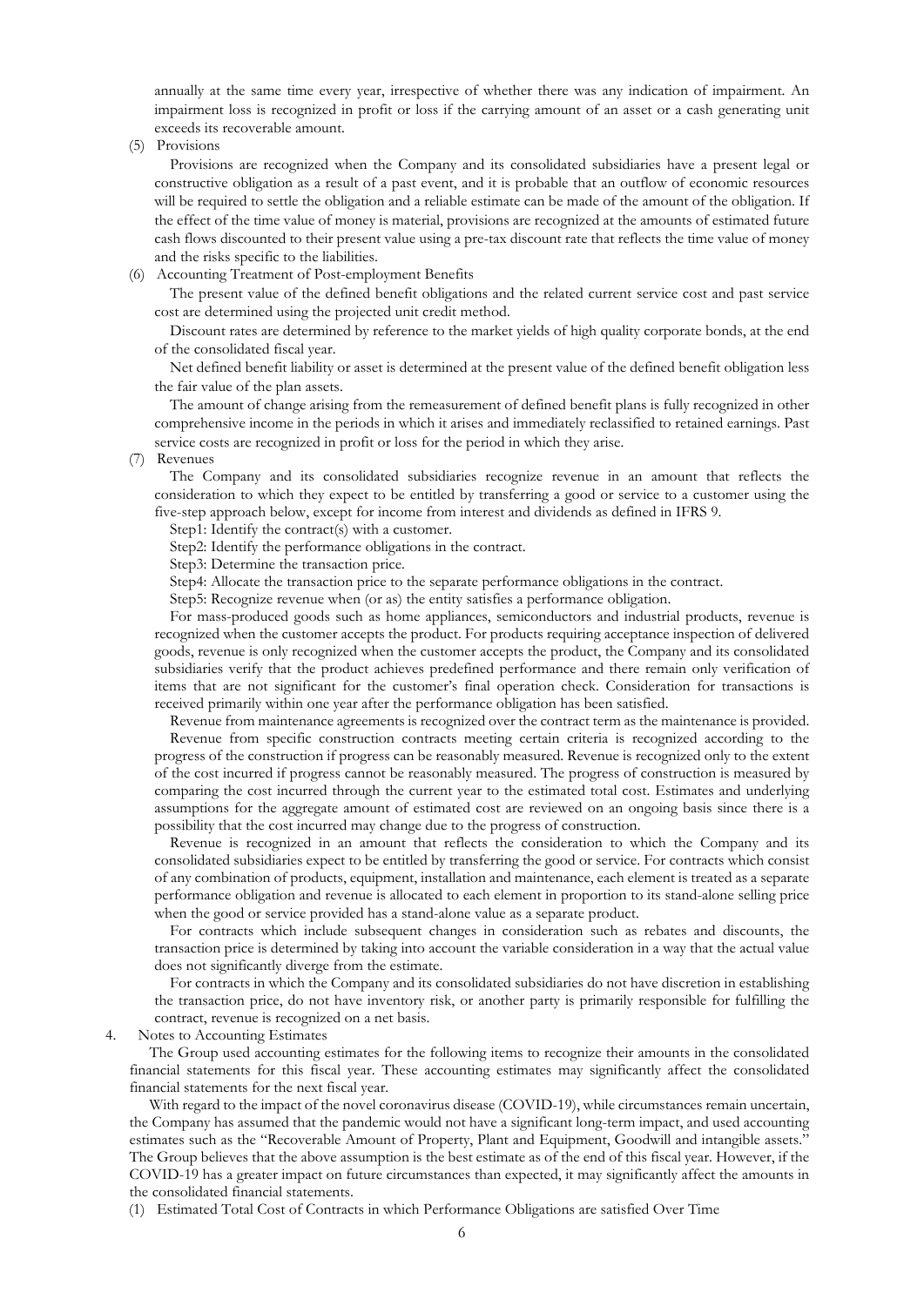annually at the same time every year, irrespective of whether there was any indication of impairment. An impairment loss is recognized in profit or loss if the carrying amount of an asset or a cash generating unit exceeds its recoverable amount.

(5) Provisions

Provisions are recognized when the Company and its consolidated subsidiaries have a present legal or constructive obligation as a result of a past event, and it is probable that an outflow of economic resources will be required to settle the obligation and a reliable estimate can be made of the amount of the obligation. If the effect of the time value of money is material, provisions are recognized at the amounts of estimated future cash flows discounted to their present value using a pre-tax discount rate that reflects the time value of money and the risks specific to the liabilities.

(6) Accounting Treatment of Post-employment Benefits

The present value of the defined benefit obligations and the related current service cost and past service cost are determined using the projected unit credit method.

Discount rates are determined by reference to the market yields of high quality corporate bonds, at the end of the consolidated fiscal year.

Net defined benefit liability or asset is determined at the present value of the defined benefit obligation less the fair value of the plan assets.

The amount of change arising from the remeasurement of defined benefit plans is fully recognized in other comprehensive income in the periods in which it arises and immediately reclassified to retained earnings. Past service costs are recognized in profit or loss for the period in which they arise.

(7) Revenues

The Company and its consolidated subsidiaries recognize revenue in an amount that reflects the consideration to which they expect to be entitled by transferring a good or service to a customer using the five-step approach below, except for income from interest and dividends as defined in IFRS 9.

Step1: Identify the contract(s) with a customer.

Step2: Identify the performance obligations in the contract.

Step3: Determine the transaction price.

Step4: Allocate the transaction price to the separate performance obligations in the contract.

Step5: Recognize revenue when (or as) the entity satisfies a performance obligation.

For mass-produced goods such as home appliances, semiconductors and industrial products, revenue is recognized when the customer accepts the product. For products requiring acceptance inspection of delivered goods, revenue is only recognized when the customer accepts the product, the Company and its consolidated subsidiaries verify that the product achieves predefined performance and there remain only verification of items that are not significant for the customer's final operation check. Consideration for transactions is received primarily within one year after the performance obligation has been satisfied.

Revenue from maintenance agreements is recognized over the contract term as the maintenance is provided.

Revenue from specific construction contracts meeting certain criteria is recognized according to the progress of the construction if progress can be reasonably measured. Revenue is recognized only to the extent of the cost incurred if progress cannot be reasonably measured. The progress of construction is measured by comparing the cost incurred through the current year to the estimated total cost. Estimates and underlying assumptions for the aggregate amount of estimated cost are reviewed on an ongoing basis since there is a possibility that the cost incurred may change due to the progress of construction.

Revenue is recognized in an amount that reflects the consideration to which the Company and its consolidated subsidiaries expect to be entitled by transferring the good or service. For contracts which consist of any combination of products, equipment, installation and maintenance, each element is treated as a separate performance obligation and revenue is allocated to each element in proportion to its stand-alone selling price when the good or service provided has a stand-alone value as a separate product.

For contracts which include subsequent changes in consideration such as rebates and discounts, the transaction price is determined by taking into account the variable consideration in a way that the actual value does not significantly diverge from the estimate.

For contracts in which the Company and its consolidated subsidiaries do not have discretion in establishing the transaction price, do not have inventory risk, or another party is primarily responsible for fulfilling the contract, revenue is recognized on a net basis.

4. Notes to Accounting Estimates

The Group used accounting estimates for the following items to recognize their amounts in the consolidated financial statements for this fiscal year. These accounting estimates may significantly affect the consolidated financial statements for the next fiscal year.

With regard to the impact of the novel coronavirus disease (COVID-19), while circumstances remain uncertain, the Company has assumed that the pandemic would not have a significant long-term impact, and used accounting estimates such as the "Recoverable Amount of Property, Plant and Equipment, Goodwill and intangible assets." The Group believes that the above assumption is the best estimate as of the end of this fiscal year. However, if the COVID-19 has a greater impact on future circumstances than expected, it may significantly affect the amounts in the consolidated financial statements.

(1) Estimated Total Cost of Contracts in which Performance Obligations are satisfied Over Time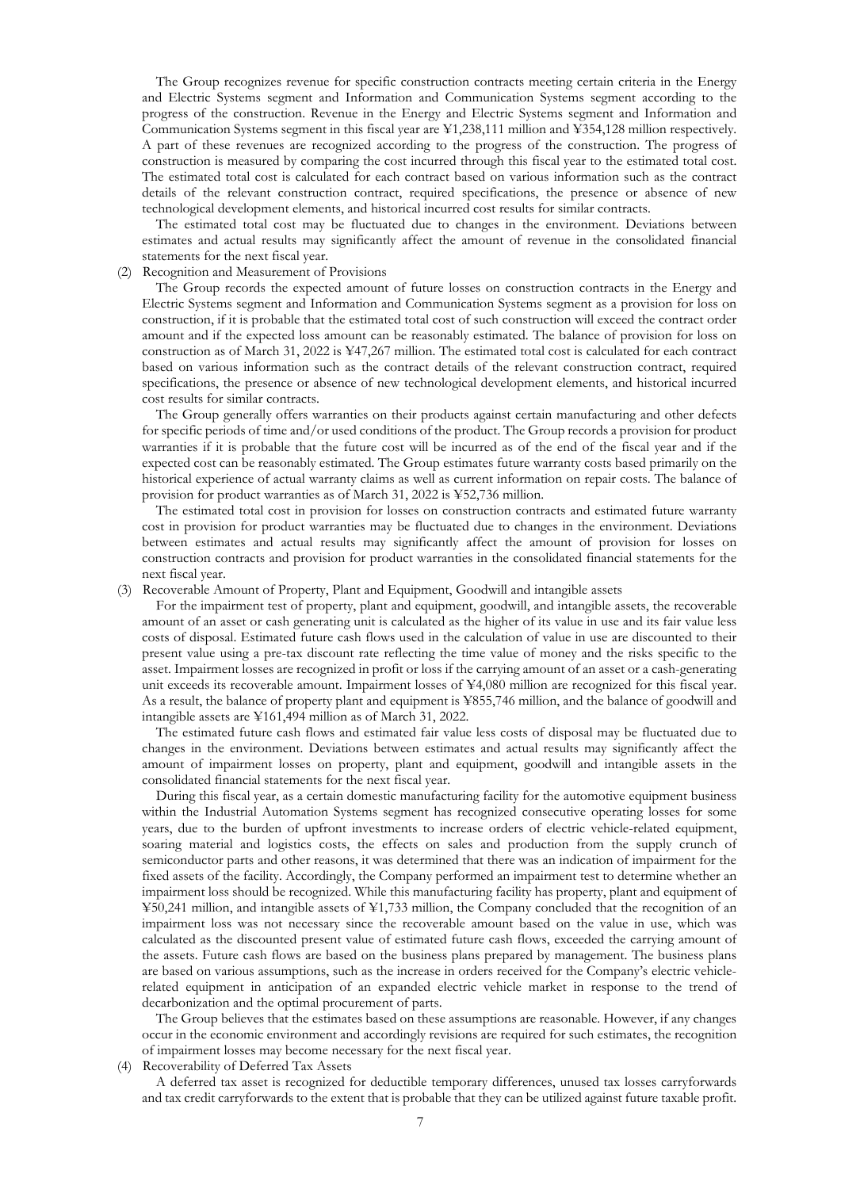The Group recognizes revenue for specific construction contracts meeting certain criteria in the Energy and Electric Systems segment and Information and Communication Systems segment according to the progress of the construction. Revenue in the Energy and Electric Systems segment and Information and Communication Systems segment in this fiscal year are ¥1,238,111 million and ¥354,128 million respectively. A part of these revenues are recognized according to the progress of the construction. The progress of construction is measured by comparing the cost incurred through this fiscal year to the estimated total cost. The estimated total cost is calculated for each contract based on various information such as the contract details of the relevant construction contract, required specifications, the presence or absence of new technological development elements, and historical incurred cost results for similar contracts.

The estimated total cost may be fluctuated due to changes in the environment. Deviations between estimates and actual results may significantly affect the amount of revenue in the consolidated financial statements for the next fiscal year.

(2) Recognition and Measurement of Provisions

The Group records the expected amount of future losses on construction contracts in the Energy and Electric Systems segment and Information and Communication Systems segment as a provision for loss on construction, if it is probable that the estimated total cost of such construction will exceed the contract order amount and if the expected loss amount can be reasonably estimated. The balance of provision for loss on construction as of March 31, 2022 is ¥47,267 million. The estimated total cost is calculated for each contract based on various information such as the contract details of the relevant construction contract, required specifications, the presence or absence of new technological development elements, and historical incurred cost results for similar contracts.

The Group generally offers warranties on their products against certain manufacturing and other defects for specific periods of time and/or used conditions of the product. The Group records a provision for product warranties if it is probable that the future cost will be incurred as of the end of the fiscal year and if the expected cost can be reasonably estimated. The Group estimates future warranty costs based primarily on the historical experience of actual warranty claims as well as current information on repair costs. The balance of provision for product warranties as of March 31, 2022 is ¥52,736 million.

The estimated total cost in provision for losses on construction contracts and estimated future warranty cost in provision for product warranties may be fluctuated due to changes in the environment. Deviations between estimates and actual results may significantly affect the amount of provision for losses on construction contracts and provision for product warranties in the consolidated financial statements for the next fiscal year.

(3) Recoverable Amount of Property, Plant and Equipment, Goodwill and intangible assets

For the impairment test of property, plant and equipment, goodwill, and intangible assets, the recoverable amount of an asset or cash generating unit is calculated as the higher of its value in use and its fair value less costs of disposal. Estimated future cash flows used in the calculation of value in use are discounted to their present value using a pre-tax discount rate reflecting the time value of money and the risks specific to the asset. Impairment losses are recognized in profit or loss if the carrying amount of an asset or a cash-generating unit exceeds its recoverable amount. Impairment losses of ¥4,080 million are recognized for this fiscal year. As a result, the balance of property plant and equipment is ¥855,746 million, and the balance of goodwill and intangible assets are ¥161,494 million as of March 31, 2022.

The estimated future cash flows and estimated fair value less costs of disposal may be fluctuated due to changes in the environment. Deviations between estimates and actual results may significantly affect the amount of impairment losses on property, plant and equipment, goodwill and intangible assets in the consolidated financial statements for the next fiscal year.

During this fiscal year, as a certain domestic manufacturing facility for the automotive equipment business within the Industrial Automation Systems segment has recognized consecutive operating losses for some years, due to the burden of upfront investments to increase orders of electric vehicle-related equipment, soaring material and logistics costs, the effects on sales and production from the supply crunch of semiconductor parts and other reasons, it was determined that there was an indication of impairment for the fixed assets of the facility. Accordingly, the Company performed an impairment test to determine whether an impairment loss should be recognized. While this manufacturing facility has property, plant and equipment of ¥50,241 million, and intangible assets of ¥1,733 million, the Company concluded that the recognition of an impairment loss was not necessary since the recoverable amount based on the value in use, which was calculated as the discounted present value of estimated future cash flows, exceeded the carrying amount of the assets. Future cash flows are based on the business plans prepared by management. The business plans are based on various assumptions, such as the increase in orders received for the Company's electric vehicle-related equipment in anticipation of an expanded electric vehicle market in response to the trend of decarbonization and the optimal procurement of parts.

The Group believes that the estimates based on these assumptions are reasonable. However, if any changes occur in the economic environment and accordingly revisions are required for such estimates, the recognition of impairment losses may become necessary for the next fiscal year.

(4) Recoverability of Deferred Tax Assets

A deferred tax asset is recognized for deductible temporary differences, unused tax losses carryforwards and tax credit carryforwards to the extent that is probable that they can be utilized against future taxable profit.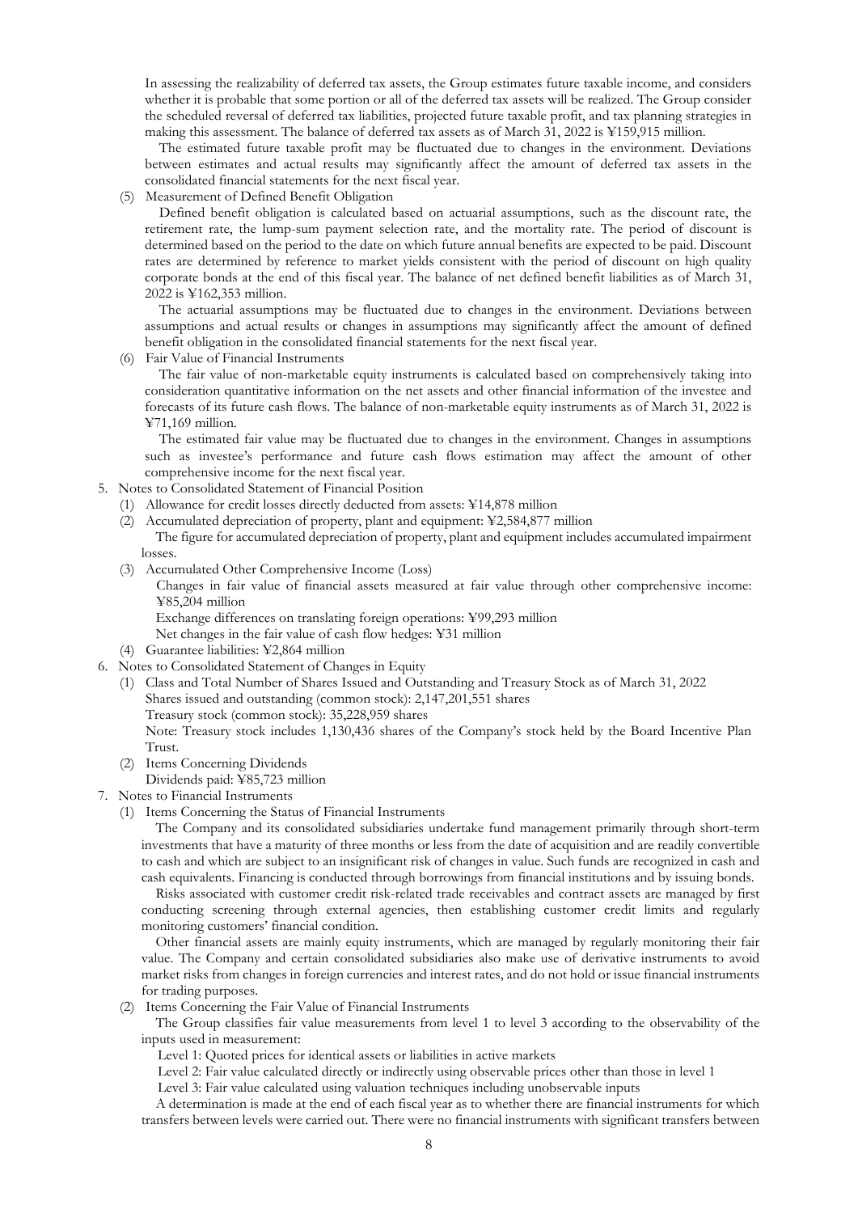In assessing the realizability of deferred tax assets, the Group estimates future taxable income, and considers whether it is probable that some portion or all of the deferred tax assets will be realized. The Group consider the scheduled reversal of deferred tax liabilities, projected future taxable profit, and tax planning strategies in making this assessment. The balance of deferred tax assets as of March 31, 2022 is ¥159,915 million.

The estimated future taxable profit may be fluctuated due to changes in the environment. Deviations between estimates and actual results may significantly affect the amount of deferred tax assets in the consolidated financial statements for the next fiscal year.

(5) Measurement of Defined Benefit Obligation

Defined benefit obligation is calculated based on actuarial assumptions, such as the discount rate, the retirement rate, the lump-sum payment selection rate, and the mortality rate. The period of discount is determined based on the period to the date on which future annual benefits are expected to be paid. Discount rates are determined by reference to market yields consistent with the period of discount on high quality corporate bonds at the end of this fiscal year. The balance of net defined benefit liabilities as of March 31, 2022 is ¥162,353 million.

The actuarial assumptions may be fluctuated due to changes in the environment. Deviations between assumptions and actual results or changes in assumptions may significantly affect the amount of defined benefit obligation in the consolidated financial statements for the next fiscal year.

(6) Fair Value of Financial Instruments

The fair value of non-marketable equity instruments is calculated based on comprehensively taking into consideration quantitative information on the net assets and other financial information of the investee and forecasts of its future cash flows. The balance of non-marketable equity instruments as of March 31, 2022 is ¥71,169 million.

The estimated fair value may be fluctuated due to changes in the environment. Changes in assumptions such as investee's performance and future cash flows estimation may affect the amount of other comprehensive income for the next fiscal year.

5. Notes to Consolidated Statement of Financial Position

(1) Allowance for credit losses directly deducted from assets: ¥14,878 million

(2) Accumulated depreciation of property, plant and equipment: ¥2,584,877 million

The figure for accumulated depreciation of property, plant and equipment includes accumulated impairment losses.

(3) Accumulated Other Comprehensive Income (Loss)

Changes in fair value of financial assets measured at fair value through other comprehensive income: ¥85,204 million

Exchange differences on translating foreign operations: ¥99,293 million

Net changes in the fair value of cash flow hedges: ¥31 million

(4) Guarantee liabilities: ¥2,864 million

6. Notes to Consolidated Statement of Changes in Equity

(1) Class and Total Number of Shares Issued and Outstanding and Treasury Stock as of March 31, 2022

Shares issued and outstanding (common stock): 2,147,201,551 shares

Treasury stock (common stock): 35,228,959 shares

Note: Treasury stock includes 1,130,436 shares of the Company's stock held by the Board Incentive Plan Trust.

(2) Items Concerning Dividends

Dividends paid: ¥85,723 million

7. Notes to Financial Instruments

(1) Items Concerning the Status of Financial Instruments

The Company and its consolidated subsidiaries undertake fund management primarily through short-term investments that have a maturity of three months or less from the date of acquisition and are readily convertible to cash and which are subject to an insignificant risk of changes in value. Such funds are recognized in cash and cash equivalents. Financing is conducted through borrowings from financial institutions and by issuing bonds.

Risks associated with customer credit risk-related trade receivables and contract assets are managed by first conducting screening through external agencies, then establishing customer credit limits and regularly monitoring customers' financial condition.

Other financial assets are mainly equity instruments, which are managed by regularly monitoring their fair value. The Company and certain consolidated subsidiaries also make use of derivative instruments to avoid market risks from changes in foreign currencies and interest rates, and do not hold or issue financial instruments for trading purposes.

(2) Items Concerning the Fair Value of Financial Instruments

The Group classifies fair value measurements from level 1 to level 3 according to the observability of the inputs used in measurement:

Level 1: Quoted prices for identical assets or liabilities in active markets

Level 2: Fair value calculated directly or indirectly using observable prices other than those in level 1

Level 3: Fair value calculated using valuation techniques including unobservable inputs

A determination is made at the end of each fiscal year as to whether there are financial instruments for which transfers between levels were carried out. There were no financial instruments with significant transfers between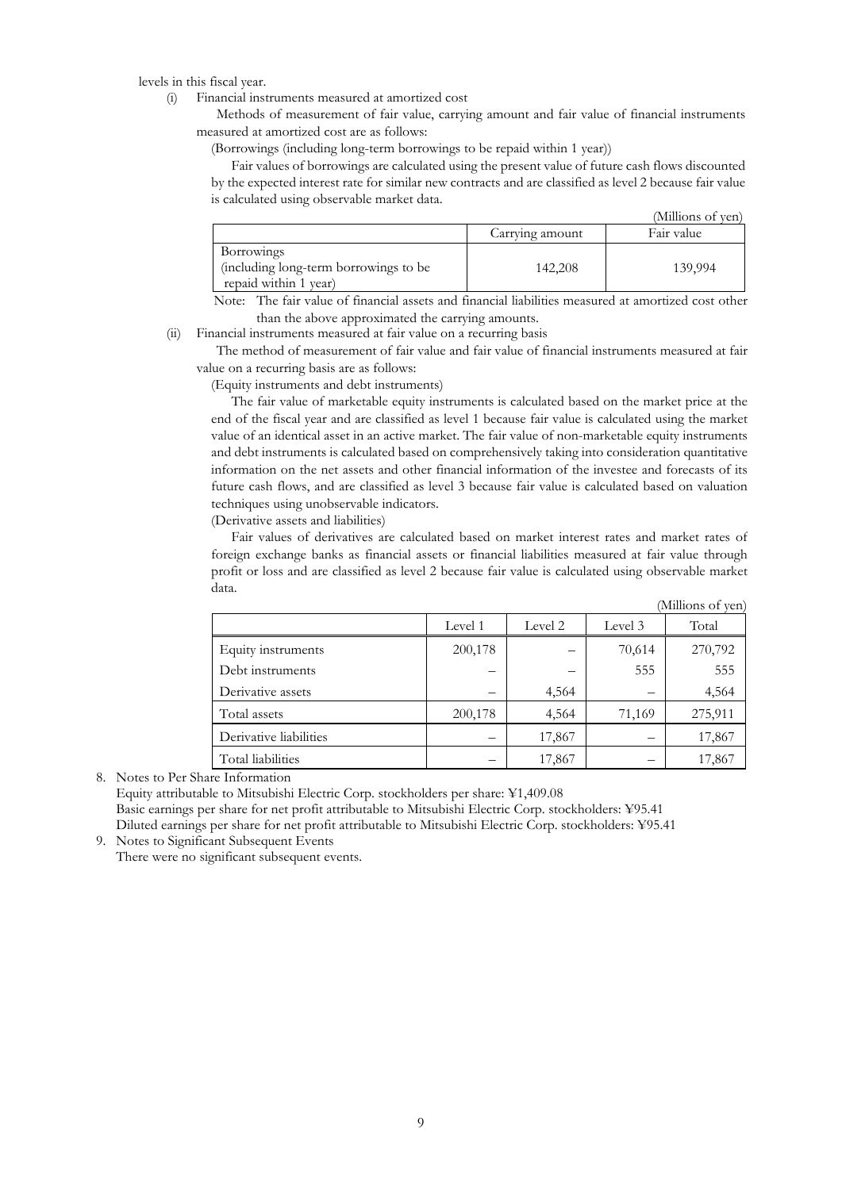levels in this fiscal year.

(i) Financial instruments measured at amortized cost

Methods of measurement of fair value, carrying amount and fair value of financial instruments measured at amortized cost are as follows:

(Borrowings (including long-term borrowings to be repaid within 1 year))

Fair values of borrowings are calculated using the present value of future cash flows discounted by the expected interest rate for similar new contracts and are classified as level 2 because fair value is calculated using observable market data.

(Millions of yen)

| | Carrying amount | Fair value |
|---|---|---|
| Borrowings (including long-term borrowings to be repaid within 1 year) | 142,208 | 139,994 |

Note: The fair value of financial assets and financial liabilities measured at amortized cost other than the above approximated the carrying amounts.

(ii) Financial instruments measured at fair value on a recurring basis

The method of measurement of fair value and fair value of financial instruments measured at fair value on a recurring basis are as follows:

(Equity instruments and debt instruments)

The fair value of marketable equity instruments is calculated based on the market price at the end of the fiscal year and are classified as level 1 because fair value is calculated using the market value of an identical asset in an active market. The fair value of non-marketable equity instruments and debt instruments is calculated based on comprehensively taking into consideration quantitative information on the net assets and other financial information of the investee and forecasts of its future cash flows, and are classified as level 3 because fair value is calculated based on valuation techniques using unobservable indicators.

(Derivative assets and liabilities)

Fair values of derivatives are calculated based on market interest rates and market rates of foreign exchange banks as financial assets or financial liabilities measured at fair value through profit or loss and are classified as level 2 because fair value is calculated using observable market data.

(Millions of yen)

| | Level 1 | Level 2 | Level 3 | Total |
|---|---|---|---|---|
| Equity instruments | 200,178 | – | 70,614 | 270,792 |
| Debt instruments | – | – | 555 | 555 |
| Derivative assets | – | 4,564 | – | 4,564 |
| Total assets | 200,178 | 4,564 | 71,169 | 275,911 |
| Derivative liabilities | – | 17,867 | – | 17,867 |
| Total liabilities | – | 17,867 | – | 17,867 |

8. Notes to Per Share Information

Equity attributable to Mitsubishi Electric Corp. stockholders per share: ¥1,409.08

Basic earnings per share for net profit attributable to Mitsubishi Electric Corp. stockholders: ¥95.41

Diluted earnings per share for net profit attributable to Mitsubishi Electric Corp. stockholders: ¥95.41

9. Notes to Significant Subsequent Events

There were no significant subsequent events.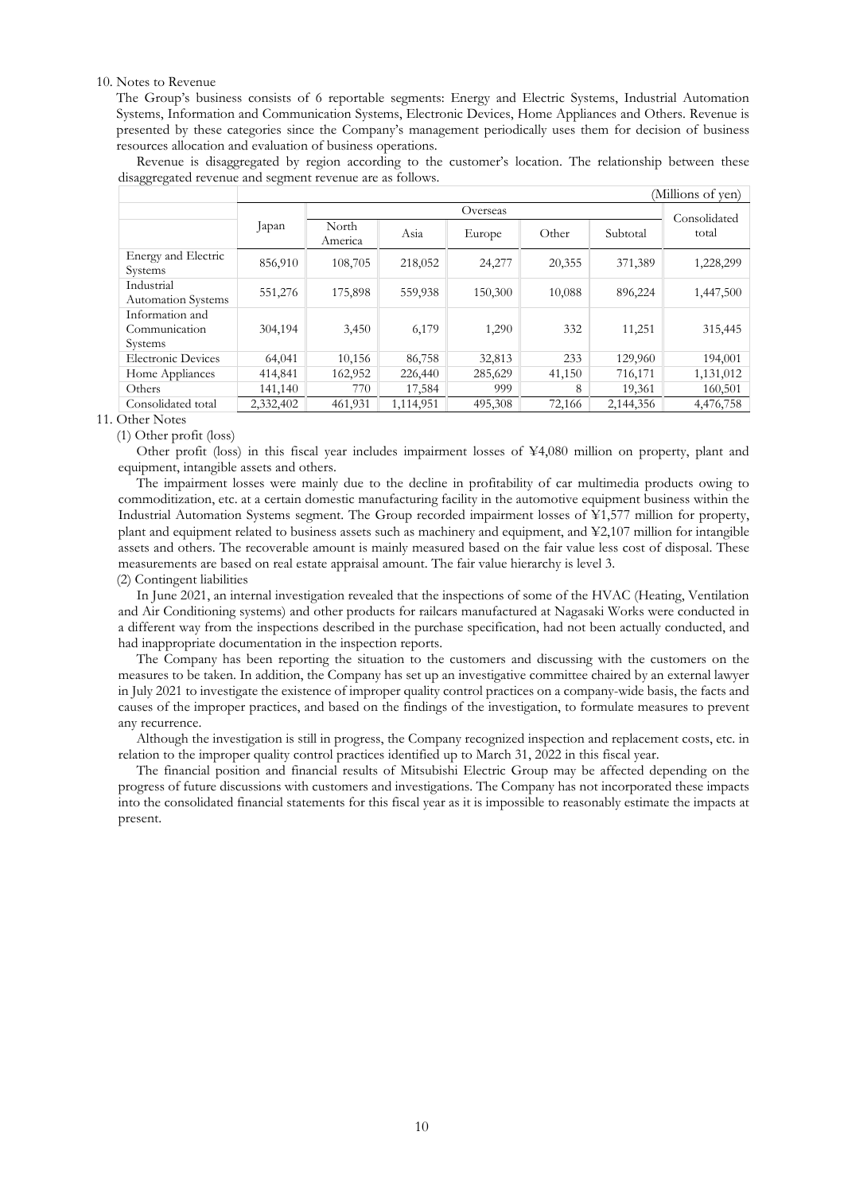10. Notes to Revenue

The Group's business consists of 6 reportable segments: Energy and Electric Systems, Industrial Automation Systems, Information and Communication Systems, Electronic Devices, Home Appliances and Others. Revenue is presented by these categories since the Company's management periodically uses them for decision of business resources allocation and evaluation of business operations.

Revenue is disaggregated by region according to the customer's location. The relationship between these disaggregated revenue and segment revenue are as follows.

(Millions of yen)

| | Japan | Overseas | | | | | Consolidated total |
|---|---|---|---|---|---|---|---|
| | | North America | Asia | Europe | Other | Subtotal | |
| Energy and Electric Systems | 856,910 | 108,705 | 218,052 | 24,277 | 20,355 | 371,389 | 1,228,299 |
| Industrial Automation Systems | 551,276 | 175,898 | 559,938 | 150,300 | 10,088 | 896,224 | 1,447,500 |
| Information and Communication Systems | 304,194 | 3,450 | 6,179 | 1,290 | 332 | 11,251 | 315,445 |
| Electronic Devices | 64,041 | 10,156 | 86,758 | 32,813 | 233 | 129,960 | 194,001 |
| Home Appliances | 414,841 | 162,952 | 226,440 | 285,629 | 41,150 | 716,171 | 1,131,012 |
| Others | 141,140 | 770 | 17,584 | 999 | 8 | 19,361 | 160,501 |
| Consolidated total | 2,332,402 | 461,931 | 1,114,951 | 495,308 | 72,166 | 2,144,356 | 4,476,758 |

11. Other Notes

(1) Other profit (loss)

Other profit (loss) in this fiscal year includes impairment losses of ¥4,080 million on property, plant and equipment, intangible assets and others.

The impairment losses were mainly due to the decline in profitability of car multimedia products owing to commoditization, etc. at a certain domestic manufacturing facility in the automotive equipment business within the Industrial Automation Systems segment. The Group recorded impairment losses of ¥1,577 million for property, plant and equipment related to business assets such as machinery and equipment, and ¥2,107 million for intangible assets and others. The recoverable amount is mainly measured based on the fair value less cost of disposal. These measurements are based on real estate appraisal amount. The fair value hierarchy is level 3.

(2) Contingent liabilities

In June 2021, an internal investigation revealed that the inspections of some of the HVAC (Heating, Ventilation and Air Conditioning systems) and other products for railcars manufactured at Nagasaki Works were conducted in a different way from the inspections described in the purchase specification, had not been actually conducted, and had inappropriate documentation in the inspection reports.

The Company has been reporting the situation to the customers and discussing with the customers on the measures to be taken. In addition, the Company has set up an investigative committee chaired by an external lawyer in July 2021 to investigate the existence of improper quality control practices on a company-wide basis, the facts and causes of the improper practices, and based on the findings of the investigation, to formulate measures to prevent any recurrence.

Although the investigation is still in progress, the Company recognized inspection and replacement costs, etc. in relation to the improper quality control practices identified up to March 31, 2022 in this fiscal year.

The financial position and financial results of Mitsubishi Electric Group may be affected depending on the progress of future discussions with customers and investigations. The Company has not incorporated these impacts into the consolidated financial statements for this fiscal year as it is impossible to reasonably estimate the impacts at present.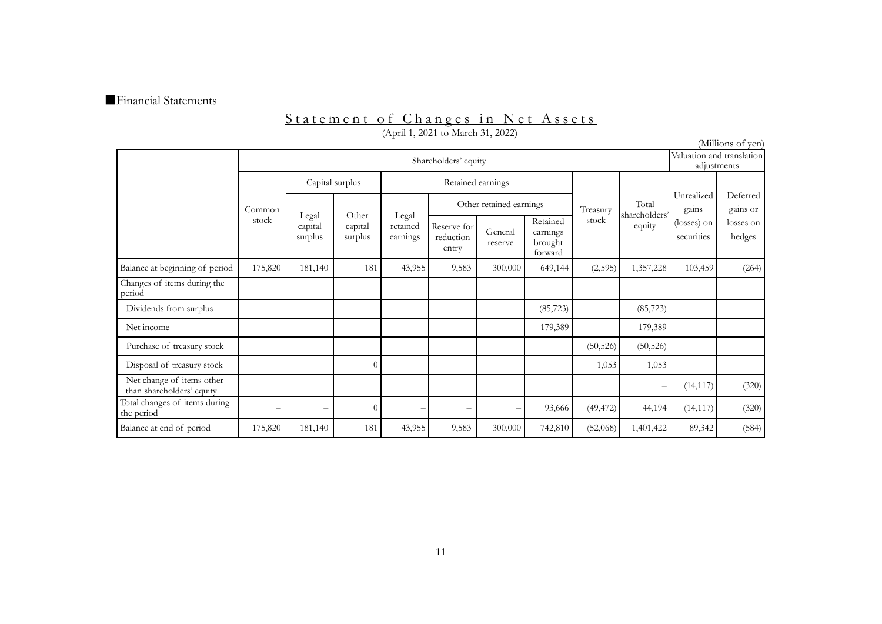■Financial Statements

## Statement of Changes in Net Assets

(April 1, 2021 to March 31, 2022)

(Millions of yen)

| | Shareholders' equity | | | | | | | | | Valuation and translation adjustments | |
|---|---|---|---|---|---|---|---|---|---|---|---|
| | Common stock | Capital surplus | | Retained earnings | | | | Treasury stock | Total shareholders' equity | Unrealized gains (losses) on securities | Deferred gains or losses on hedges |
| | | Legal capital surplus | Other capital surplus | Legal retained earnings | Other retained earnings | | | | | | |
| | | | | | Reserve for reduction entry | General reserve | Retained earnings brought forward | | | | |
| Balance at beginning of period | 175,820 | 181,140 | 181 | 43,955 | 9,583 | 300,000 | 649,144 | (2,595) | 1,357,228 | 103,459 | (264) |
| Changes of items during the period | | | | | | | | | | | |
| Dividends from surplus | | | | | | | (85,723) | | (85,723) | | |
| Net income | | | | | | | 179,389 | | 179,389 | | |
| Purchase of treasury stock | | | | | | | | (50,526) | (50,526) | | |
| Disposal of treasury stock | | | 0 | | | | | 1,053 | 1,053 | | |
| Net change of items other than shareholders' equity | | | | | | | | | – | (14,117) | (320) |
| Total changes of items during the period | – | – | 0 | – | – | – | 93,666 | (49,472) | 44,194 | (14,117) | (320) |
| Balance at end of period | 175,820 | 181,140 | 181 | 43,955 | 9,583 | 300,000 | 742,810 | (52,068) | 1,401,422 | 89,342 | (584) |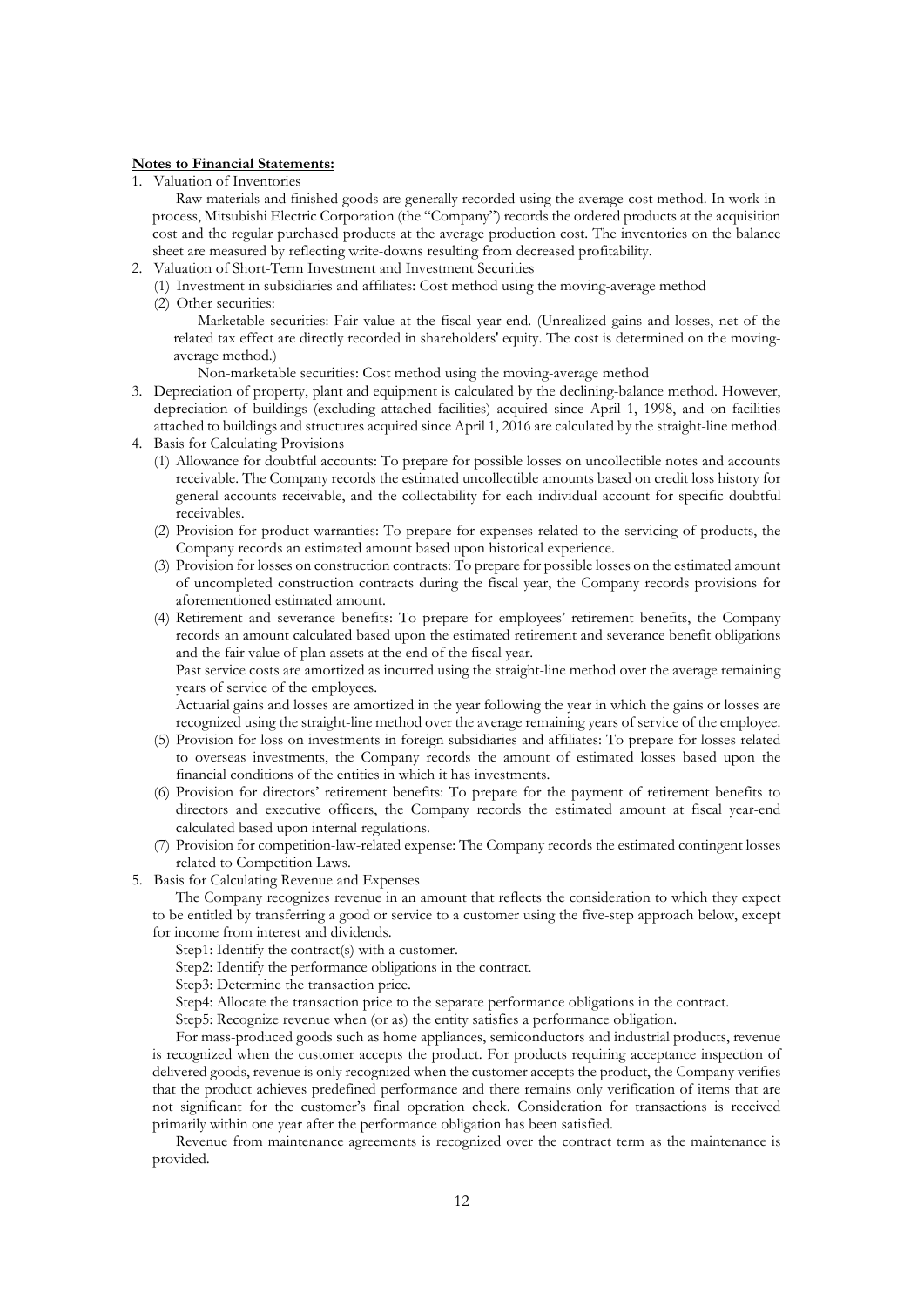**Notes to Financial Statements:**

1. Valuation of Inventories

   Raw materials and finished goods are generally recorded using the average-cost method. In work-in-process, Mitsubishi Electric Corporation (the "Company") records the ordered products at the acquisition cost and the regular purchased products at the average production cost. The inventories on the balance sheet are measured by reflecting write-downs resulting from decreased profitability.

2. Valuation of Short-Term Investment and Investment Securities

   (1) Investment in subsidiaries and affiliates: Cost method using the moving-average method

   (2) Other securities:

   Marketable securities: Fair value at the fiscal year-end. (Unrealized gains and losses, net of the related tax effect are directly recorded in shareholders' equity. The cost is determined on the moving-average method.)

   Non-marketable securities: Cost method using the moving-average method

3. Depreciation of property, plant and equipment is calculated by the declining-balance method. However, depreciation of buildings (excluding attached facilities) acquired since April 1, 1998, and on facilities attached to buildings and structures acquired since April 1, 2016 are calculated by the straight-line method.

4. Basis for Calculating Provisions

   (1) Allowance for doubtful accounts: To prepare for possible losses on uncollectible notes and accounts receivable. The Company records the estimated uncollectible amounts based on credit loss history for general accounts receivable, and the collectability for each individual account for specific doubtful receivables.

   (2) Provision for product warranties: To prepare for expenses related to the servicing of products, the Company records an estimated amount based upon historical experience.

   (3) Provision for losses on construction contracts: To prepare for possible losses on the estimated amount of uncompleted construction contracts during the fiscal year, the Company records provisions for aforementioned estimated amount.

   (4) Retirement and severance benefits: To prepare for employees' retirement benefits, the Company records an amount calculated based upon the estimated retirement and severance benefit obligations and the fair value of plan assets at the end of the fiscal year.

   Past service costs are amortized as incurred using the straight-line method over the average remaining years of service of the employees.

   Actuarial gains and losses are amortized in the year following the year in which the gains or losses are recognized using the straight-line method over the average remaining years of service of the employee.

   (5) Provision for loss on investments in foreign subsidiaries and affiliates: To prepare for losses related to overseas investments, the Company records the amount of estimated losses based upon the financial conditions of the entities in which it has investments.

   (6) Provision for directors' retirement benefits: To prepare for the payment of retirement benefits to directors and executive officers, the Company records the estimated amount at fiscal year-end calculated based upon internal regulations.

   (7) Provision for competition-law-related expense: The Company records the estimated contingent losses related to Competition Laws.

5. Basis for Calculating Revenue and Expenses

   The Company recognizes revenue in an amount that reflects the consideration to which they expect to be entitled by transferring a good or service to a customer using the five-step approach below, except for income from interest and dividends.

   Step1: Identify the contract(s) with a customer.

   Step2: Identify the performance obligations in the contract.

   Step3: Determine the transaction price.

   Step4: Allocate the transaction price to the separate performance obligations in the contract.

   Step5: Recognize revenue when (or as) the entity satisfies a performance obligation.

   For mass-produced goods such as home appliances, semiconductors and industrial products, revenue is recognized when the customer accepts the product. For products requiring acceptance inspection of delivered goods, revenue is only recognized when the customer accepts the product, the Company verifies that the product achieves predefined performance and there remains only verification of items that are not significant for the customer's final operation check. Consideration for transactions is received primarily within one year after the performance obligation has been satisfied.

   Revenue from maintenance agreements is recognized over the contract term as the maintenance is provided.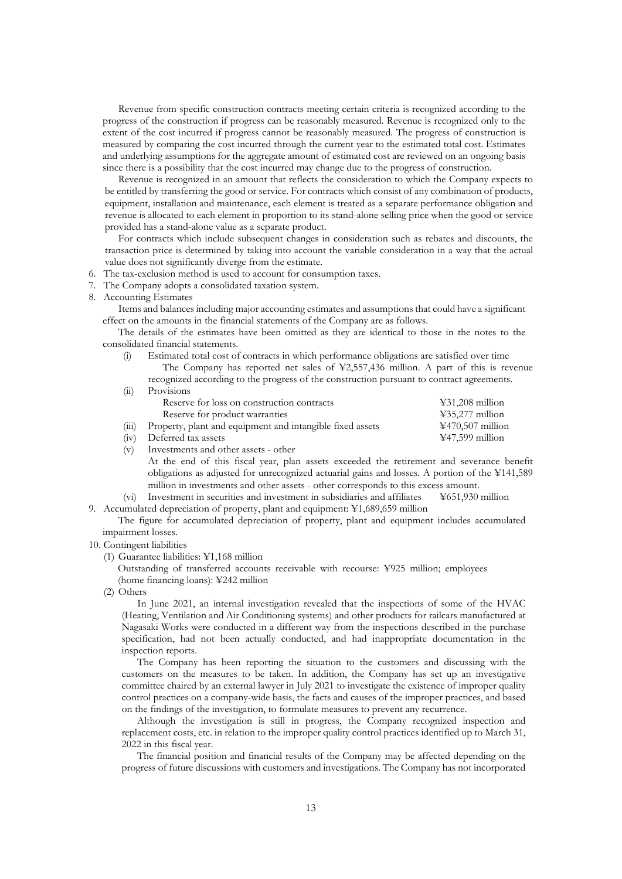Revenue from specific construction contracts meeting certain criteria is recognized according to the progress of the construction if progress can be reasonably measured. Revenue is recognized only to the extent of the cost incurred if progress cannot be reasonably measured. The progress of construction is measured by comparing the cost incurred through the current year to the estimated total cost. Estimates and underlying assumptions for the aggregate amount of estimated cost are reviewed on an ongoing basis since there is a possibility that the cost incurred may change due to the progress of construction.

Revenue is recognized in an amount that reflects the consideration to which the Company expects to be entitled by transferring the good or service. For contracts which consist of any combination of products, equipment, installation and maintenance, each element is treated as a separate performance obligation and revenue is allocated to each element in proportion to its stand-alone selling price when the good or service provided has a stand-alone value as a separate product.

For contracts which include subsequent changes in consideration such as rebates and discounts, the transaction price is determined by taking into account the variable consideration in a way that the actual value does not significantly diverge from the estimate.

6. The tax-exclusion method is used to account for consumption taxes.
7. The Company adopts a consolidated taxation system.
8. Accounting Estimates

   Items and balances including major accounting estimates and assumptions that could have a significant effect on the amounts in the financial statements of the Company are as follows.

   The details of the estimates have been omitted as they are identical to those in the notes to the consolidated financial statements.

   (i) Estimated total cost of contracts in which performance obligations are satisfied over time

   The Company has reported net sales of ¥2,557,436 million. A part of this is revenue recognized according to the progress of the construction pursuant to contract agreements.

   (ii) Provisions

   | | |
   |---|---|
   | Reserve for loss on construction contracts | ¥31,208 million |
   | Reserve for product warranties | ¥35,277 million |

   (iii) Property, plant and equipment and intangible fixed assets ¥470,507 million

   (iv) Deferred tax assets ¥47,599 million

   (v) Investments and other assets - other

   At the end of this fiscal year, plan assets exceeded the retirement and severance benefit obligations as adjusted for unrecognized actuarial gains and losses. A portion of the ¥141,589 million in investments and other assets - other corresponds to this excess amount.

   (vi) Investment in securities and investment in subsidiaries and affiliates ¥651,930 million

9. Accumulated depreciation of property, plant and equipment: ¥1,689,659 million

   The figure for accumulated depreciation of property, plant and equipment includes accumulated impairment losses.

10. Contingent liabilities

   (1) Guarantee liabilities: ¥1,168 million

   Outstanding of transferred accounts receivable with recourse: ¥925 million; employees (home financing loans): ¥242 million

   (2) Others

   In June 2021, an internal investigation revealed that the inspections of some of the HVAC (Heating, Ventilation and Air Conditioning systems) and other products for railcars manufactured at Nagasaki Works were conducted in a different way from the inspections described in the purchase specification, had not been actually conducted, and had inappropriate documentation in the inspection reports.

   The Company has been reporting the situation to the customers and discussing with the customers on the measures to be taken. In addition, the Company has set up an investigative committee chaired by an external lawyer in July 2021 to investigate the existence of improper quality control practices on a company-wide basis, the facts and causes of the improper practices, and based on the findings of the investigation, to formulate measures to prevent any recurrence.

   Although the investigation is still in progress, the Company recognized inspection and replacement costs, etc. in relation to the improper quality control practices identified up to March 31, 2022 in this fiscal year.

   The financial position and financial results of the Company may be affected depending on the progress of future discussions with customers and investigations. The Company has not incorporated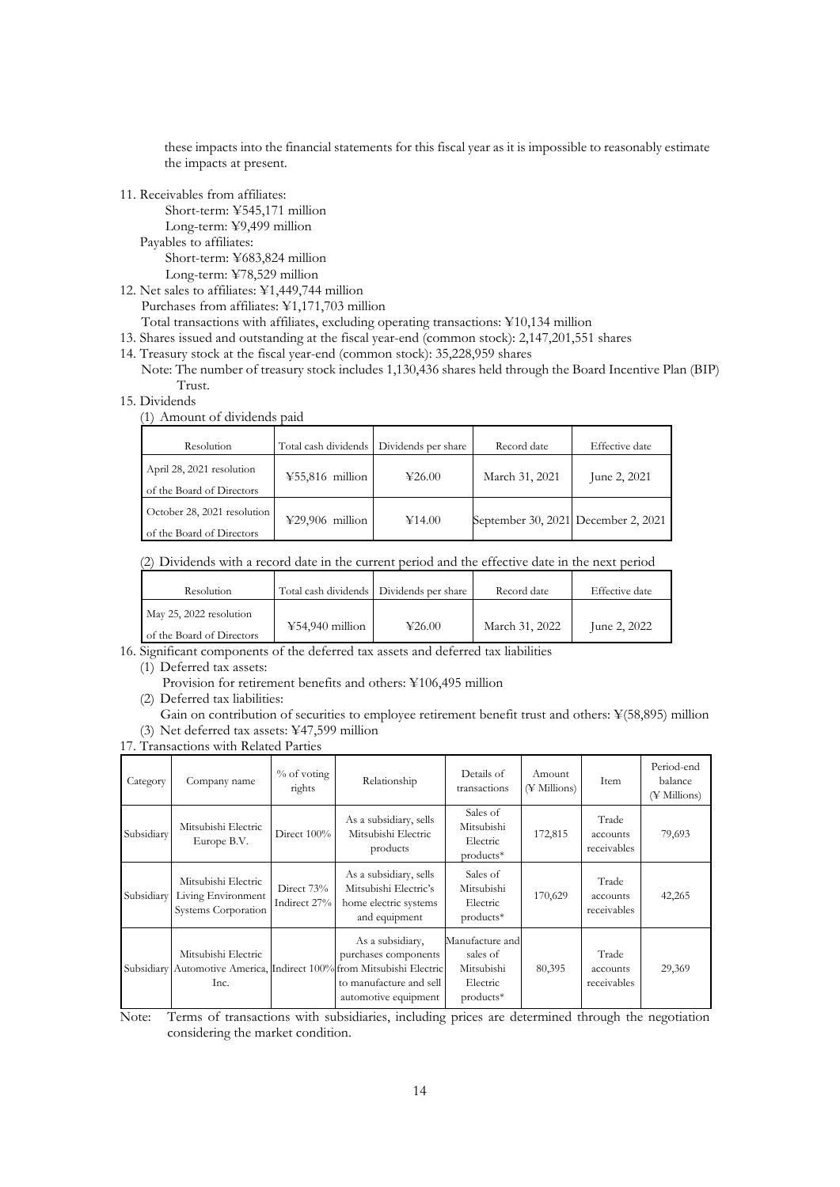these impacts into the financial statements for this fiscal year as it is impossible to reasonably estimate the impacts at present.

11. Receivables from affiliates:
    Short-term: ¥545,171 million
    Long-term: ¥9,499 million
    Payables to affiliates:
    Short-term: ¥683,824 million
    Long-term: ¥78,529 million
12. Net sales to affiliates: ¥1,449,744 million
    Purchases from affiliates: ¥1,171,703 million
    Total transactions with affiliates, excluding operating transactions: ¥10,134 million
13. Shares issued and outstanding at the fiscal year-end (common stock): 2,147,201,551 shares
14. Treasury stock at the fiscal year-end (common stock): 35,228,959 shares
    Note: The number of treasury stock includes 1,130,436 shares held through the Board Incentive Plan (BIP) Trust.
15. Dividends

(1) Amount of dividends paid

| Resolution | Total cash dividends | Dividends per share | Record date | Effective date |
|---|---|---|---|---|
| April 28, 2021 resolution of the Board of Directors | ¥55,816 million | ¥26.00 | March 31, 2021 | June 2, 2021 |
| October 28, 2021 resolution of the Board of Directors | ¥29,906 million | ¥14.00 | September 30, 2021 | December 2, 2021 |

(2) Dividends with a record date in the current period and the effective date in the next period

| Resolution | Total cash dividends | Dividends per share | Record date | Effective date |
|---|---|---|---|---|
| May 25, 2022 resolution of the Board of Directors | ¥54,940 million | ¥26.00 | March 31, 2022 | June 2, 2022 |

16. Significant components of the deferred tax assets and deferred tax liabilities
    (1) Deferred tax assets:
        Provision for retirement benefits and others: ¥106,495 million
    (2) Deferred tax liabilities:
        Gain on contribution of securities to employee retirement benefit trust and others: ¥(58,895) million
    (3) Net deferred tax assets: ¥47,599 million
17. Transactions with Related Parties

| Category | Company name | % of voting rights | Relationship | Details of transactions | Amount (¥ Millions) | Item | Period-end balance (¥ Millions) |
|---|---|---|---|---|---|---|---|
| Subsidiary | Mitsubishi Electric Europe B.V. | Direct 100% | As a subsidiary, sells Mitsubishi Electric products | Sales of Mitsubishi Electric products* | 172,815 | Trade accounts receivables | 79,693 |
| Subsidiary | Mitsubishi Electric Living Environment Systems Corporation | Direct 73% Indirect 27% | As a subsidiary, sells Mitsubishi Electric's home electric systems and equipment | Sales of Mitsubishi Electric products* | 170,629 | Trade accounts receivables | 42,265 |
| Subsidiary | Mitsubishi Electric Automotive America, Inc. | Indirect 100% | As a subsidiary, purchases components from Mitsubishi Electric to manufacture and sell automotive equipment | Manufacture and sales of Mitsubishi Electric products* | 80,395 | Trade accounts receivables | 29,369 |

Note: Terms of transactions with subsidiaries, including prices are determined through the negotiation considering the market condition.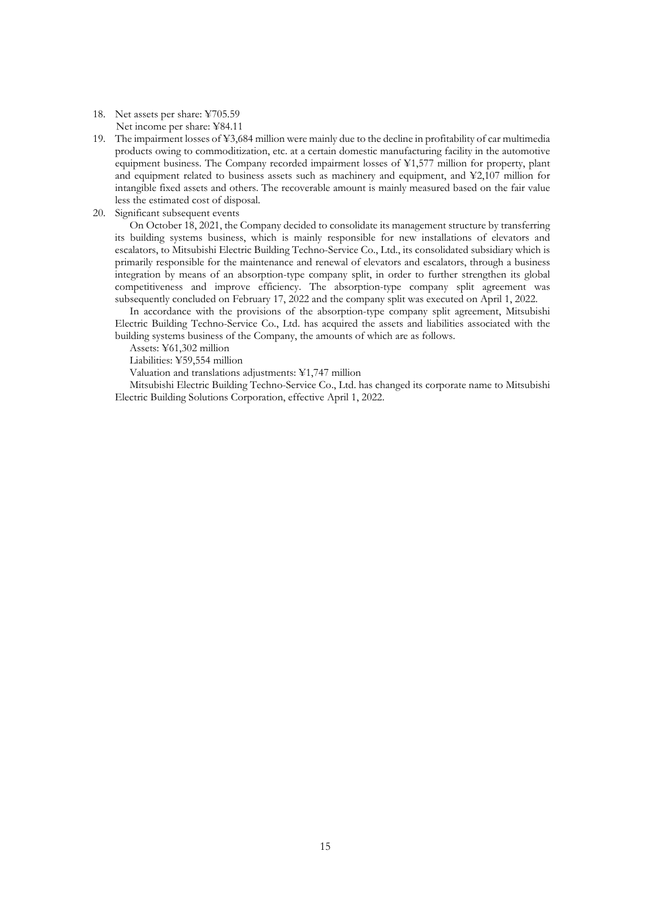18. Net assets per share: ¥705.59
    Net income per share: ¥84.11
19. The impairment losses of ¥3,684 million were mainly due to the decline in profitability of car multimedia products owing to commoditization, etc. at a certain domestic manufacturing facility in the automotive equipment business. The Company recorded impairment losses of ¥1,577 million for property, plant and equipment related to business assets such as machinery and equipment, and ¥2,107 million for intangible fixed assets and others. The recoverable amount is mainly measured based on the fair value less the estimated cost of disposal.
20. Significant subsequent events

    On October 18, 2021, the Company decided to consolidate its management structure by transferring its building systems business, which is mainly responsible for new installations of elevators and escalators, to Mitsubishi Electric Building Techno-Service Co., Ltd., its consolidated subsidiary which is primarily responsible for the maintenance and renewal of elevators and escalators, through a business integration by means of an absorption-type company split, in order to further strengthen its global competitiveness and improve efficiency. The absorption-type company split agreement was subsequently concluded on February 17, 2022 and the company split was executed on April 1, 2022.

    In accordance with the provisions of the absorption-type company split agreement, Mitsubishi Electric Building Techno-Service Co., Ltd. has acquired the assets and liabilities associated with the building systems business of the Company, the amounts of which are as follows.

    Assets: ¥61,302 million

    Liabilities: ¥59,554 million

    Valuation and translations adjustments: ¥1,747 million

    Mitsubishi Electric Building Techno-Service Co., Ltd. has changed its corporate name to Mitsubishi Electric Building Solutions Corporation, effective April 1, 2022.